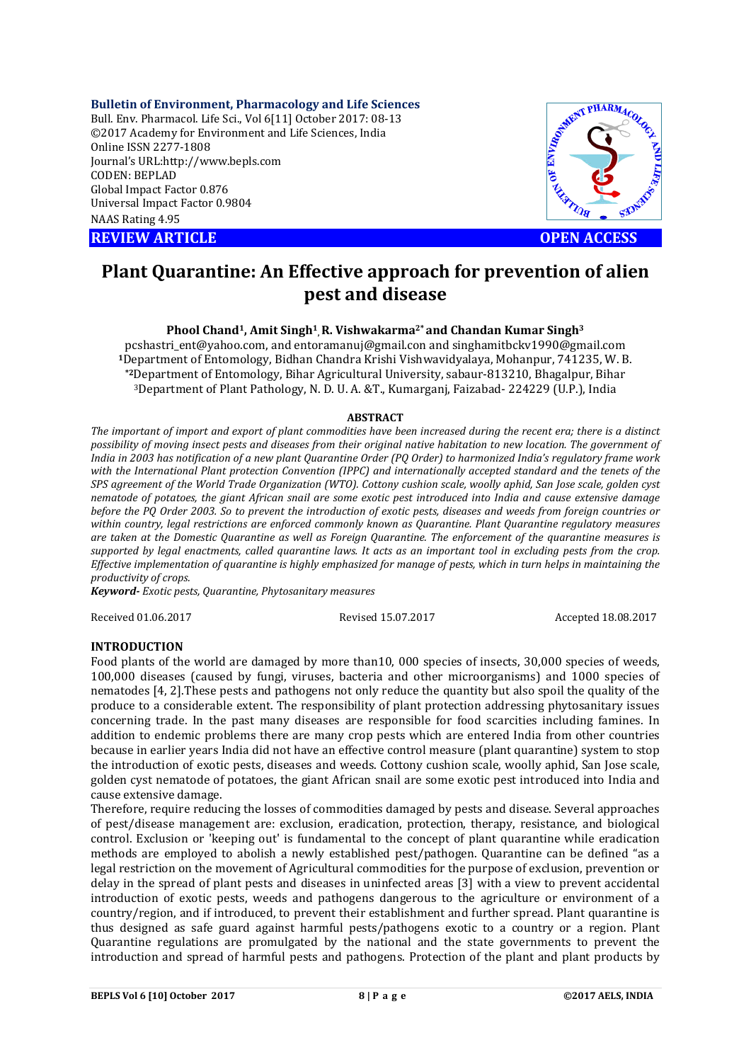**Bulletin of Environment, Pharmacology and Life Sciences**
Bull. Env. Pharmacol. Life Sci., Vol 6[11] October 2017: 08-13
©2017 Academy for Environment and Life Sciences, India
Online ISSN 2277-1808
Journal's URL:http://www.bepls.com
CODEN: BEPLAD
Global Impact Factor 0.876
Universal Impact Factor 0.9804
NAAS Rating 4.95

**REVIEW ARTICLE** **OPEN ACCESS**

# Plant Quarantine: An Effective approach for prevention of alien pest and disease

**Phool Chand[1], Amit Singh[1], R. Vishwakarma[2*] and Chandan Kumar Singh[3]**

pcshastri_ent@yahoo.com, and entoramanuj@gmail.con and singhamitbckv1990@gmail.com
[1]Department of Entomology, Bidhan Chandra Krishi Vishwavidyalaya, Mohanpur, 741235, W. B.
[*2]Department of Entomology, Bihar Agricultural University, sabaur-813210, Bhagalpur, Bihar
[3]Department of Plant Pathology, N. D. U. A. &T., Kumarganj, Faizabad- 224229 (U.P.), India

**ABSTRACT**

*The important of import and export of plant commodities have been increased during the recent era; there is a distinct possibility of moving insect pests and diseases from their original native habitation to new location. The government of India in 2003 has notification of a new plant Quarantine Order (PQ Order) to harmonized India's regulatory frame work with the International Plant protection Convention (IPPC) and internationally accepted standard and the tenets of the SPS agreement of the World Trade Organization (WTO). Cottony cushion scale, woolly aphid, San Jose scale, golden cyst nematode of potatoes, the giant African snail are some exotic pest introduced into India and cause extensive damage before the PQ Order 2003. So to prevent the introduction of exotic pests, diseases and weeds from foreign countries or within country, legal restrictions are enforced commonly known as Quarantine. Plant Quarantine regulatory measures are taken at the Domestic Quarantine as well as Foreign Quarantine. The enforcement of the quarantine measures is supported by legal enactments, called quarantine laws. It acts as an important tool in excluding pests from the crop. Effective implementation of quarantine is highly emphasized for manage of pests, which in turn helps in maintaining the productivity of crops.*

***Keyword-*** *Exotic pests, Quarantine, Phytosanitary measures*

Received 01.06.2017 Revised 15.07.2017 Accepted 18.08.2017

## INTRODUCTION

Food plants of the world are damaged by more than10, 000 species of insects, 30,000 species of weeds, 100,000 diseases (caused by fungi, viruses, bacteria and other microorganisms) and 1000 species of nematodes [4, 2].These pests and pathogens not only reduce the quantity but also spoil the quality of the produce to a considerable extent. The responsibility of plant protection addressing phytosanitary issues concerning trade. In the past many diseases are responsible for food scarcities including famines. In addition to endemic problems there are many crop pests which are entered India from other countries because in earlier years India did not have an effective control measure (plant quarantine) system to stop the introduction of exotic pests, diseases and weeds. Cottony cushion scale, woolly aphid, San Jose scale, golden cyst nematode of potatoes, the giant African snail are some exotic pest introduced into India and cause extensive damage.

Therefore, require reducing the losses of commodities damaged by pests and disease. Several approaches of pest/disease management are: exclusion, eradication, protection, therapy, resistance, and biological control. Exclusion or 'keeping out' is fundamental to the concept of plant quarantine while eradication methods are employed to abolish a newly established pest/pathogen. Quarantine can be defined "as a legal restriction on the movement of Agricultural commodities for the purpose of exclusion, prevention or delay in the spread of plant pests and diseases in uninfected areas [3] with a view to prevent accidental introduction of exotic pests, weeds and pathogens dangerous to the agriculture or environment of a country/region, and if introduced, to prevent their establishment and further spread. Plant quarantine is thus designed as safe guard against harmful pests/pathogens exotic to a country or a region. Plant Quarantine regulations are promulgated by the national and the state governments to prevent the introduction and spread of harmful pests and pathogens. Protection of the plant and plant products by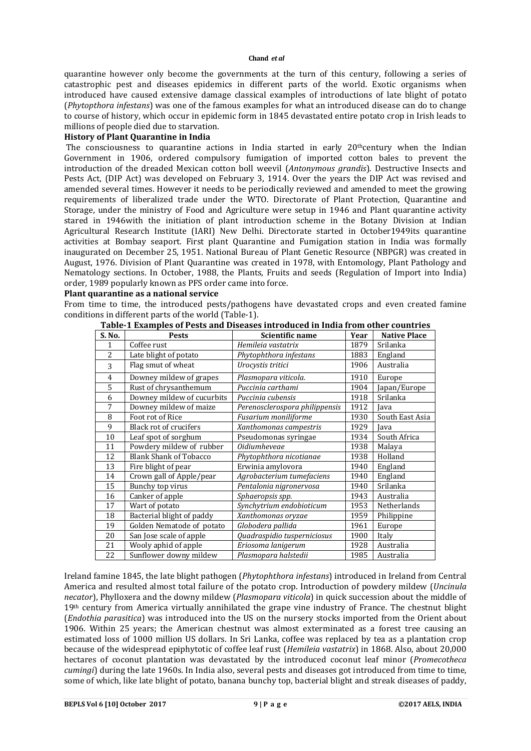quarantine however only become the governments at the turn of this century, following a series of catastrophic pest and diseases epidemics in different parts of the world. Exotic organisms when introduced have caused extensive damage classical examples of introductions of late blight of potato (*Phytopthora infestans*) was one of the famous examples for what an introduced disease can do to change to course of history, which occur in epidemic form in 1845 devastated entire potato crop in Irish leads to millions of people died due to starvation.

**History of Plant Quarantine in India**

The consciousness to quarantine actions in India started in early 20th century when the Indian Government in 1906, ordered compulsory fumigation of imported cotton bales to prevent the introduction of the dreaded Mexican cotton boll weevil (*Antonymous grandis*). Destructive Insects and Pests Act, (DIP Act) was developed on February 3, 1914. Over the years the DIP Act was revised and amended several times. However it needs to be periodically reviewed and amended to meet the growing requirements of liberalized trade under the WTO. Directorate of Plant Protection, Quarantine and Storage, under the ministry of Food and Agriculture were setup in 1946 and Plant quarantine activity stared in 1946with the initiation of plant introduction scheme in the Botany Division at Indian Agricultural Research Institute (IARI) New Delhi. Directorate started in October1949its quarantine activities at Bombay seaport. First plant Quarantine and Fumigation station in India was formally inaugurated on December 25, 1951. National Bureau of Plant Genetic Resource (NBPGR) was created in August, 1976. Division of Plant Quarantine was created in 1978, with Entomology, Plant Pathology and Nematology sections. In October, 1988, the Plants, Fruits and seeds (Regulation of Import into India) order, 1989 popularly known as PFS order came into force.

**Plant quarantine as a national service**

From time to time, the introduced pests/pathogens have devastated crops and even created famine conditions in different parts of the world (Table-1).

**Table-1 Examples of Pests and Diseases introduced in India from other countries**

| S. No. | Pests | Scientific name | Year | Native Place |
|---|---|---|---|---|
| 1 | Coffee rust | *Hemileia vastatrix* | 1879 | Srilanka |
| 2 | Late blight of potato | *Phytophthora infestans* | 1883 | England |
| 3 | Flag smut of wheat | *Urocystis tritici* | 1906 | Australia |
| 4 | Downey mildew of grapes | *Plasmopara viticola.* | 1910 | Europe |
| 5 | Rust of chrysanthemum | *Puccinia carthami* | 1904 | Japan/Europe |
| 6 | Downey mildew of cucurbits | *Puccinia cubensis* | 1918 | Srilanka |
| 7 | Downey mildew of maize | *Perenosclerospora philippensis* | 1912 | Java |
| 8 | Foot rot of Rice | *Fusarium moniliforme* | 1930 | South East Asia |
| 9 | Black rot of crucifers | *Xanthomonas campestris* | 1929 | Java |
| 10 | Leaf spot of sorghum | Pseudomonas syringae | 1934 | South Africa |
| 11 | Powdery mildew of rubber | *Oidiumheveae* | 1938 | Malaya |
| 12 | Blank Shank of Tobacco | *Phytophthora nicotianae* | 1938 | Holland |
| 13 | Fire blight of pear | Erwinia amylovora | 1940 | England |
| 14 | Crown gall of Apple/pear | *Agrobacterium tumefaciens* | 1940 | England |
| 15 | Bunchy top virus | *Pentalonia nigronervosa* | 1940 | Srilanka |
| 16 | Canker of apple | *Sphaeropsis spp.* | 1943 | Australia |
| 17 | Wart of potato | *Synchytrium endobioticum* | 1953 | Netherlands |
| 18 | Bacterial blight of paddy | *Xanthomonas oryzae* | 1959 | Philippine |
| 19 | Golden Nematode of potato | *Globodera pallida* | 1961 | Europe |
| 20 | San Jose scale of apple | *Quadraspidio tusperniciosus* | 1900 | Italy |
| 21 | Wooly aphid of apple | *Eriosoma lanigerum* | 1928 | Australia |
| 22 | Sunflower downy mildew | *Plasmopara halstedii* | 1985 | Australia |

Ireland famine 1845, the late blight pathogen (*Phytophthora infestans*) introduced in Ireland from Central America and resulted almost total failure of the potato crop. Introduction of powdery mildew (*Uncinula necator*), Phylloxera and the downy mildew (*Plasmopara viticola*) in quick succession about the middle of 19th century from America virtually annihilated the grape vine industry of France. The chestnut blight (*Endothia parasitica*) was introduced into the US on the nursery stocks imported from the Orient about 1906. Within 25 years; the American chestnut was almost exterminated as a forest tree causing an estimated loss of 1000 million US dollars. In Sri Lanka, coffee was replaced by tea as a plantation crop because of the widespread epiphytotic of coffee leaf rust (*Hemileia vastatrix*) in 1868. Also, about 20,000 hectares of coconut plantation was devastated by the introduced coconut leaf minor (*Promecotheca cumingi*) during the late 1960s. In India also, several pests and diseases got introduced from time to time, some of which, like late blight of potato, banana bunchy top, bacterial blight and streak diseases of paddy,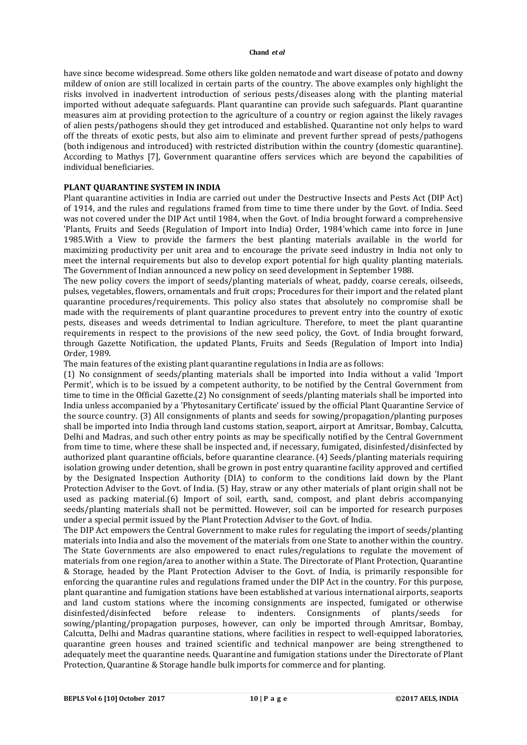have since become widespread. Some others like golden nematode and wart disease of potato and downy mildew of onion are still localized in certain parts of the country. The above examples only highlight the risks involved in inadvertent introduction of serious pests/diseases along with the planting material imported without adequate safeguards. Plant quarantine can provide such safeguards. Plant quarantine measures aim at providing protection to the agriculture of a country or region against the likely ravages of alien pests/pathogens should they get introduced and established. Quarantine not only helps to ward off the threats of exotic pests, but also aim to eliminate and prevent further spread of pests/pathogens (both indigenous and introduced) with restricted distribution within the country (domestic quarantine). According to Mathys [7], Government quarantine offers services which are beyond the capabilities of individual beneficiaries.

## PLANT QUARANTINE SYSTEM IN INDIA

Plant quarantine activities in India are carried out under the Destructive Insects and Pests Act (DIP Act) of 1914, and the rules and regulations framed from time to time there under by the Govt. of India. Seed was not covered under the DIP Act until 1984, when the Govt. of India brought forward a comprehensive 'Plants, Fruits and Seeds (Regulation of Import into India) Order, 1984'which came into force in June 1985.With a View to provide the farmers the best planting materials available in the world for maximizing productivity per unit area and to encourage the private seed industry in India not only to meet the internal requirements but also to develop export potential for high quality planting materials. The Government of Indian announced a new policy on seed development in September 1988.

The new policy covers the import of seeds/planting materials of wheat, paddy, coarse cereals, oilseeds, pulses, vegetables, flowers, ornamentals and fruit crops; Procedures for their import and the related plant quarantine procedures/requirements. This policy also states that absolutely no compromise shall be made with the requirements of plant quarantine procedures to prevent entry into the country of exotic pests, diseases and weeds detrimental to Indian agriculture. Therefore, to meet the plant quarantine requirements in respect to the provisions of the new seed policy, the Govt. of India brought forward, through Gazette Notification, the updated Plants, Fruits and Seeds (Regulation of Import into India) Order, 1989.

The main features of the existing plant quarantine regulations in India are as follows:

(1) No consignment of seeds/planting materials shall be imported into India without a valid 'Import Permit', which is to be issued by a competent authority, to be notified by the Central Government from time to time in the Official Gazette.(2) No consignment of seeds/planting materials shall be imported into India unless accompanied by a 'Phytosanitary Certificate' issued by the official Plant Quarantine Service of the source country. (3) All consignments of plants and seeds for sowing/propagation/planting purposes shall be imported into India through land customs station, seaport, airport at Amritsar, Bombay, Calcutta, Delhi and Madras, and such other entry points as may be specifically notified by the Central Government from time to time, where these shall be inspected and, if necessary, fumigated, disinfested/disinfected by authorized plant quarantine officials, before quarantine clearance. (4) Seeds/planting materials requiring isolation growing under detention, shall be grown in post entry quarantine facility approved and certified by the Designated Inspection Authority (DIA) to conform to the conditions laid down by the Plant Protection Adviser to the Govt. of India. (5) Hay, straw or any other materials of plant origin shall not be used as packing material.(6) Import of soil, earth, sand, compost, and plant debris accompanying seeds/planting materials shall not be permitted. However, soil can be imported for research purposes under a special permit issued by the Plant Protection Adviser to the Govt. of India.

The DIP Act empowers the Central Government to make rules for regulating the import of seeds/planting materials into India and also the movement of the materials from one State to another within the country. The State Governments are also empowered to enact rules/regulations to regulate the movement of materials from one region/area to another within a State. The Directorate of Plant Protection, Quarantine & Storage, headed by the Plant Protection Adviser to the Govt. of India, is primarily responsible for enforcing the quarantine rules and regulations framed under the DIP Act in the country. For this purpose, plant quarantine and fumigation stations have been established at various international airports, seaports and land custom stations where the incoming consignments are inspected, fumigated or otherwise disinfested/disinfected before release to indenters. Consignments of plants/seeds for sowing/planting/propagation purposes, however, can only be imported through Amritsar, Bombay, Calcutta, Delhi and Madras quarantine stations, where facilities in respect to well-equipped laboratories, quarantine green houses and trained scientific and technical manpower are being strengthened to adequately meet the quarantine needs. Quarantine and fumigation stations under the Directorate of Plant Protection, Quarantine & Storage handle bulk imports for commerce and for planting.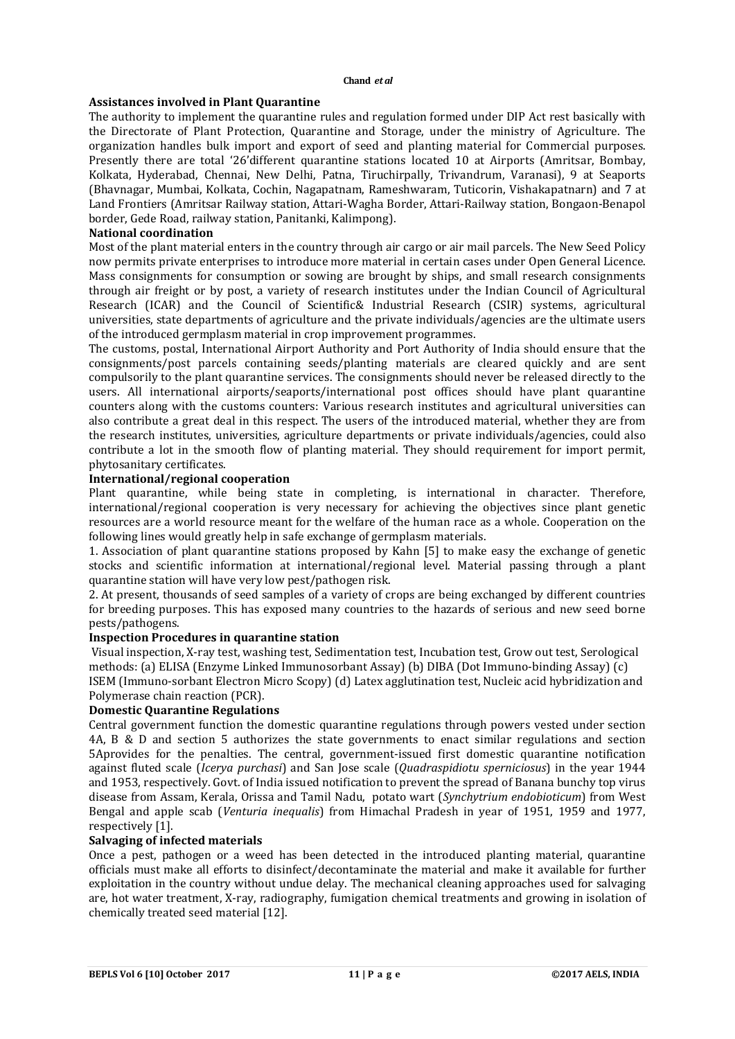**Assistances involved in Plant Quarantine**

The authority to implement the quarantine rules and regulation formed under DIP Act rest basically with the Directorate of Plant Protection, Quarantine and Storage, under the ministry of Agriculture. The organization handles bulk import and export of seed and planting material for Commercial purposes. Presently there are total '26'different quarantine stations located 10 at Airports (Amritsar, Bombay, Kolkata, Hyderabad, Chennai, New Delhi, Patna, Tiruchirpally, Trivandrum, Varanasi), 9 at Seaports (Bhavnagar, Mumbai, Kolkata, Cochin, Nagapatnam, Rameshwaram, Tuticorin, Vishakapatnarn) and 7 at Land Frontiers (Amritsar Railway station, Attari-Wagha Border, Attari-Railway station, Bongaon-Benapol border, Gede Road, railway station, Panitanki, Kalimpong).

**National coordination**

Most of the plant material enters in the country through air cargo or air mail parcels. The New Seed Policy now permits private enterprises to introduce more material in certain cases under Open General Licence. Mass consignments for consumption or sowing are brought by ships, and small research consignments through air freight or by post, a variety of research institutes under the Indian Council of Agricultural Research (ICAR) and the Council of Scientific& Industrial Research (CSIR) systems, agricultural universities, state departments of agriculture and the private individuals/agencies are the ultimate users of the introduced germplasm material in crop improvement programmes.

The customs, postal, International Airport Authority and Port Authority of India should ensure that the consignments/post parcels containing seeds/planting materials are cleared quickly and are sent compulsorily to the plant quarantine services. The consignments should never be released directly to the users. All international airports/seaports/international post offices should have plant quarantine counters along with the customs counters: Various research institutes and agricultural universities can also contribute a great deal in this respect. The users of the introduced material, whether they are from the research institutes, universities, agriculture departments or private individuals/agencies, could also contribute a lot in the smooth flow of planting material. They should requirement for import permit, phytosanitary certificates.

**International/regional cooperation**

Plant quarantine, while being state in completing, is international in character. Therefore, international/regional cooperation is very necessary for achieving the objectives since plant genetic resources are a world resource meant for the welfare of the human race as a whole. Cooperation on the following lines would greatly help in safe exchange of germplasm materials.

1. Association of plant quarantine stations proposed by Kahn [5] to make easy the exchange of genetic stocks and scientific information at international/regional level. Material passing through a plant quarantine station will have very low pest/pathogen risk.

2. At present, thousands of seed samples of a variety of crops are being exchanged by different countries for breeding purposes. This has exposed many countries to the hazards of serious and new seed borne pests/pathogens.

**Inspection Procedures in quarantine station**

Visual inspection, X-ray test, washing test, Sedimentation test, Incubation test, Grow out test, Serological methods: (a) ELISA (Enzyme Linked Immunosorbant Assay) (b) DIBA (Dot Immuno-binding Assay) (c) ISEM (Immuno-sorbant Electron Micro Scopy) (d) Latex agglutination test, Nucleic acid hybridization and Polymerase chain reaction (PCR).

**Domestic Quarantine Regulations**

Central government function the domestic quarantine regulations through powers vested under section 4A, B & D and section 5 authorizes the state governments to enact similar regulations and section 5Aprovides for the penalties. The central, government-issued first domestic quarantine notification against fluted scale (*Icerya purchasi*) and San Jose scale (*Quadraspidiotu sperniciosus*) in the year 1944 and 1953, respectively. Govt. of India issued notification to prevent the spread of Banana bunchy top virus disease from Assam, Kerala, Orissa and Tamil Nadu, potato wart (*Synchytrium endobioticum*) from West Bengal and apple scab (*Venturia inequalis*) from Himachal Pradesh in year of 1951, 1959 and 1977, respectively [1].

**Salvaging of infected materials**

Once a pest, pathogen or a weed has been detected in the introduced planting material, quarantine officials must make all efforts to disinfect/decontaminate the material and make it available for further exploitation in the country without undue delay. The mechanical cleaning approaches used for salvaging are, hot water treatment, X-ray, radiography, fumigation chemical treatments and growing in isolation of chemically treated seed material [12].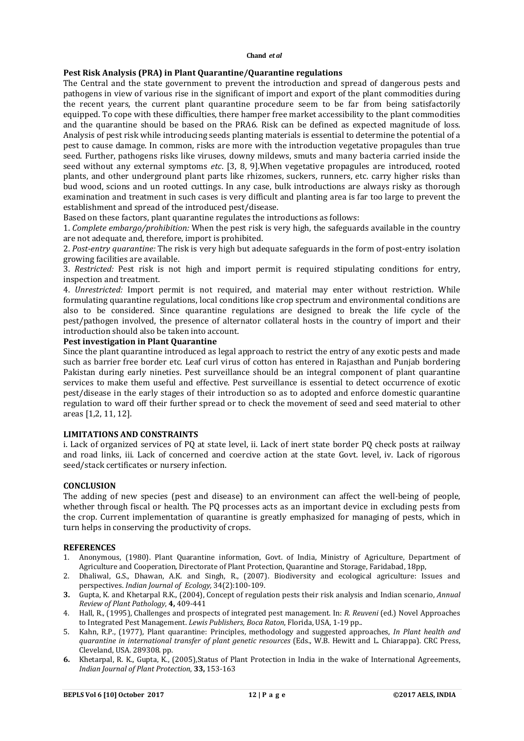### Pest Risk Analysis (PRA) in Plant Quarantine/Quarantine regulations

The Central and the state government to prevent the introduction and spread of dangerous pests and pathogens in view of various rise in the significant of import and export of the plant commodities during the recent years, the current plant quarantine procedure seem to be far from being satisfactorily equipped. To cope with these difficulties, there hamper free market accessibility to the plant commodities and the quarantine should be based on the PRA6. Risk can be defined as expected magnitude of loss. Analysis of pest risk while introducing seeds planting materials is essential to determine the potential of a pest to cause damage. In common, risks are more with the introduction vegetative propagules than true seed. Further, pathogens risks like viruses, downy mildews, smuts and many bacteria carried inside the seed without any external symptoms *etc*. [3, 8, 9].When vegetative propagules are introduced, rooted plants, and other underground plant parts like rhizomes, suckers, runners, etc. carry higher risks than bud wood, scions and un rooted cuttings. In any case, bulk introductions are always risky as thorough examination and treatment in such cases is very difficult and planting area is far too large to prevent the establishment and spread of the introduced pest/disease.

Based on these factors, plant quarantine regulates the introductions as follows:

1. *Complete embargo/prohibition:* When the pest risk is very high, the safeguards available in the country are not adequate and, therefore, import is prohibited.
2. *Post-entry quarantine:* The risk is very high but adequate safeguards in the form of post-entry isolation growing facilities are available.
3. *Restricted:* Pest risk is not high and import permit is required stipulating conditions for entry, inspection and treatment.
4. *Unrestricted:* Import permit is not required, and material may enter without restriction. While formulating quarantine regulations, local conditions like crop spectrum and environmental conditions are also to be considered. Since quarantine regulations are designed to break the life cycle of the pest/pathogen involved, the presence of alternator collateral hosts in the country of import and their introduction should also be taken into account.

### Pest investigation in Plant Quarantine

Since the plant quarantine introduced as legal approach to restrict the entry of any exotic pests and made such as barrier free border etc. Leaf curl virus of cotton has entered in Rajasthan and Punjab bordering Pakistan during early nineties. Pest surveillance should be an integral component of plant quarantine services to make them useful and effective. Pest surveillance is essential to detect occurrence of exotic pest/disease in the early stages of their introduction so as to adopted and enforce domestic quarantine regulation to ward off their further spread or to check the movement of seed and seed material to other areas [1,2, 11, 12].

## LIMITATIONS AND CONSTRAINTS

i. Lack of organized services of PQ at state level, ii. Lack of inert state border PQ check posts at railway and road links, iii. Lack of concerned and coercive action at the state Govt. level, iv. Lack of rigorous seed/stack certificates or nursery infection.

## CONCLUSION

The adding of new species (pest and disease) to an environment can affect the well-being of people, whether through fiscal or health. The PQ processes acts as an important device in excluding pests from the crop. Current implementation of quarantine is greatly emphasized for managing of pests, which in turn helps in conserving the productivity of crops.

## REFERENCES

1. Anonymous, (1980). Plant Quarantine information, Govt. of India, Ministry of Agriculture, Department of Agriculture and Cooperation, Directorate of Plant Protection, Quarantine and Storage, Faridabad, 18pp,
2. Dhaliwal, G.S., Dhawan, A.K. and Singh, R., (2007). Biodiversity and ecological agriculture: Issues and perspectives. *Indian Journal of Ecology,* 34(2):100-109.
3. Gupta, K. and Khetarpal R.K., (2004), Concept of regulation pests their risk analysis and Indian scenario, *Annual Review of Plant Pathology*, **4,** 409-441
4. Hall, R., (1995), Challenges and prospects of integrated pest management. In: *R. Reuveni* (ed.) Novel Approaches to Integrated Pest Management. *Lewis Publishers, Boca Raton*, Florida, USA, 1-19 pp..
5. Kahn, R.P., (1977), Plant quarantine: Principles, methodology and suggested approaches, *In Plant health and quarantine in international transfer of plant genetic resources* (Eds., W.B. Hewitt and L. Chiarappa). CRC Press, Cleveland, USA. 289308. pp.
6. Khetarpal, R. K., Gupta, K., (2005),Status of Plant Protection in India in the wake of International Agreements, *Indian Journal of Plant Protection*, **33,** 153-163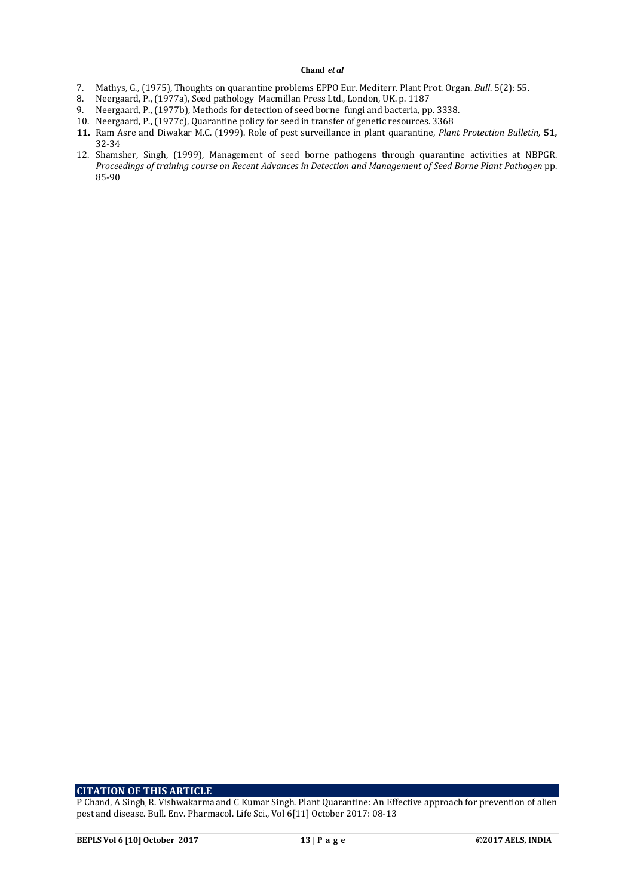7. Mathys, G., (1975), Thoughts on quarantine problems EPPO Eur. Mediterr. Plant Prot. Organ. *Bull*. 5(2): 55.
8. Neergaard, P., (1977a), Seed pathology Macmillan Press Ltd., London, UK. p. 1187
9. Neergaard, P., (1977b), Methods for detection of seed borne fungi and bacteria, pp. 3338.
10. Neergaard, P., (1977c), Quarantine policy for seed in transfer of genetic resources. 3368
11. Ram Asre and Diwakar M.C. (1999). Role of pest surveillance in plant quarantine, *Plant Protection Bulletin,* **51,** 32-34
12. Shamsher, Singh, (1999), Management of seed borne pathogens through quarantine activities at NBPGR. *Proceedings of training course on Recent Advances in Detection and Management of Seed Borne Plant Pathogen* pp. 85-90

## CITATION OF THIS ARTICLE

P Chand, A Singh, R. Vishwakarma and C Kumar Singh. Plant Quarantine: An Effective approach for prevention of alien pest and disease. Bull. Env. Pharmacol. Life Sci., Vol 6[11] October 2017: 08-13